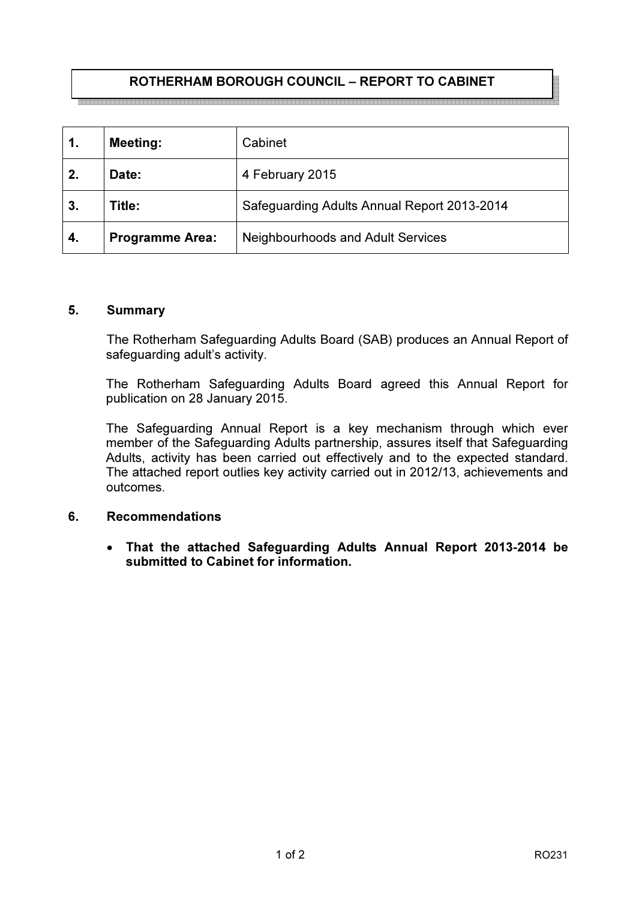**ROTHERHAM BOROUGH COUNCIL – REPORT TO CABINET**

| | | |
|---|---|---|
| **1.** | **Meeting:** | Cabinet |
| **2.** | **Date:** | 4 February 2015 |
| **3.** | **Title:** | Safeguarding Adults Annual Report 2013-2014 |
| **4.** | **Programme Area:** | Neighbourhoods and Adult Services |

## 5. Summary

The Rotherham Safeguarding Adults Board (SAB) produces an Annual Report of safeguarding adult's activity.

The Rotherham Safeguarding Adults Board agreed this Annual Report for publication on 28 January 2015.

The Safeguarding Annual Report is a key mechanism through which ever member of the Safeguarding Adults partnership, assures itself that Safeguarding Adults, activity has been carried out effectively and to the expected standard. The attached report outlies key activity carried out in 2012/13, achievements and outcomes.

## 6. Recommendations

- **That the attached Safeguarding Adults Annual Report 2013-2014 be submitted to Cabinet for information.**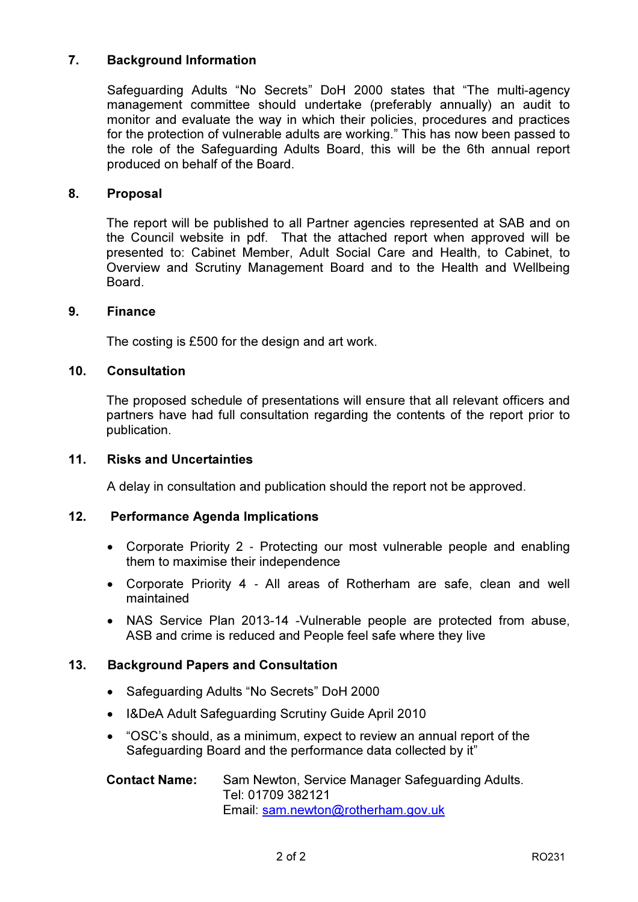## 7. Background Information

Safeguarding Adults "No Secrets" DoH 2000 states that "The multi-agency management committee should undertake (preferably annually) an audit to monitor and evaluate the way in which their policies, procedures and practices for the protection of vulnerable adults are working." This has now been passed to the role of the Safeguarding Adults Board, this will be the 6th annual report produced on behalf of the Board.

## 8. Proposal

The report will be published to all Partner agencies represented at SAB and on the Council website in pdf. That the attached report when approved will be presented to: Cabinet Member, Adult Social Care and Health, to Cabinet, to Overview and Scrutiny Management Board and to the Health and Wellbeing Board.

## 9. Finance

The costing is £500 for the design and art work.

## 10. Consultation

The proposed schedule of presentations will ensure that all relevant officers and partners have had full consultation regarding the contents of the report prior to publication.

## 11. Risks and Uncertainties

A delay in consultation and publication should the report not be approved.

## 12. Performance Agenda Implications

- Corporate Priority 2 - Protecting our most vulnerable people and enabling them to maximise their independence
- Corporate Priority 4 - All areas of Rotherham are safe, clean and well maintained
- NAS Service Plan 2013-14 -Vulnerable people are protected from abuse, ASB and crime is reduced and People feel safe where they live

## 13. Background Papers and Consultation

- Safeguarding Adults "No Secrets" DoH 2000
- I&DeA Adult Safeguarding Scrutiny Guide April 2010
- "OSC's should, as a minimum, expect to review an annual report of the Safeguarding Board and the performance data collected by it"

**Contact Name:** Sam Newton, Service Manager Safeguarding Adults.
Tel: 01709 382121
Email: sam.newton@rotherham.gov.uk

RO231